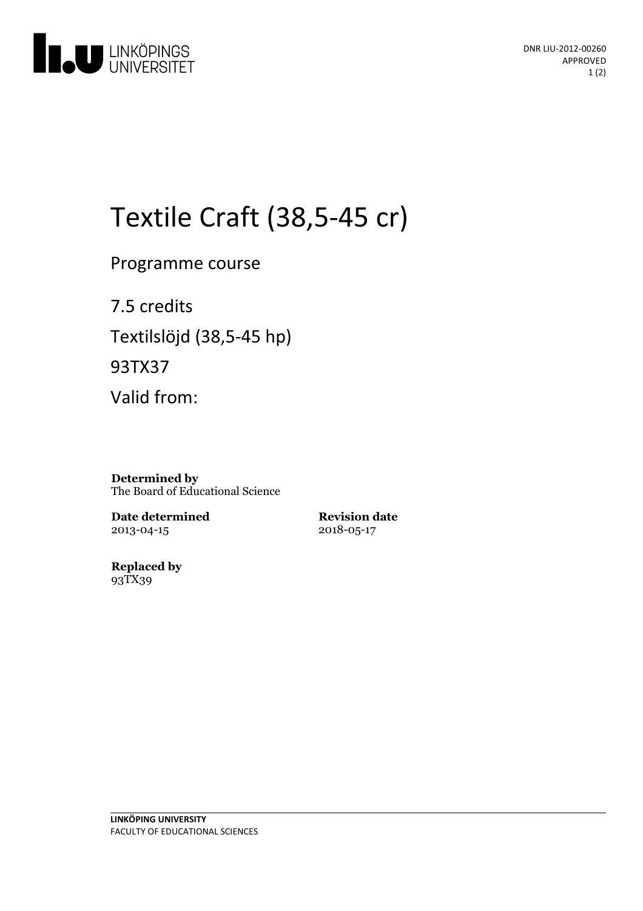DNR LIU-2012-00260
APPROVED

# Textile Craft (38,5-45 cr)

Programme course

7.5 credits

Textilslöjd (38,5-45 hp)

93TX37

Valid from:

**Determined by**
The Board of Educational Science

**Date determined**
2013-04-15

**Revision date**
2018-05-17

**Replaced by**
93TX39

**LINKÖPING UNIVERSITY**
FACULTY OF EDUCATIONAL SCIENCES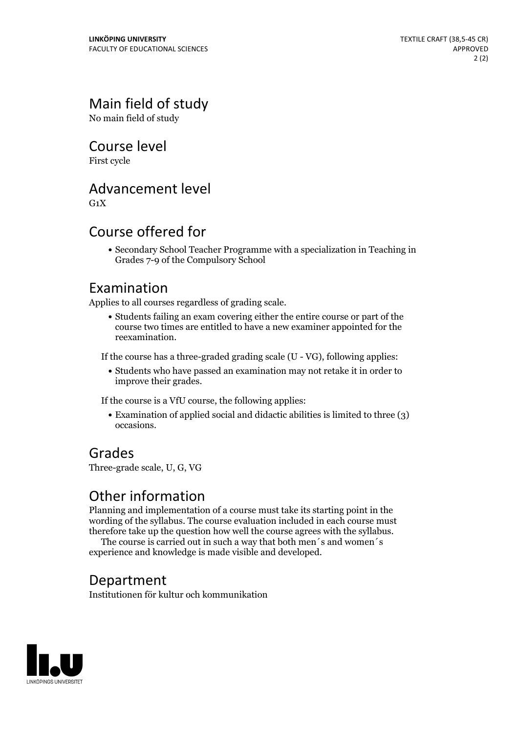## Main field of study

No main field of study

## Course level

First cycle

## Advancement level

G1X

## Course offered for

- Secondary School Teacher Programme with a specialization in Teaching in Grades 7-9 of the Compulsory School

## Examination

Applies to all courses regardless of grading scale.

- Students failing an exam covering either the entire course or part of the course two times are entitled to have a new examiner appointed for the reexamination.

If the course has a three-graded grading scale (U - VG), following applies:

- Students who have passed an examination may not retake it in order to improve their grades.

If the course is a VfU course, the following applies:

- Examination of applied social and didactic abilities is limited to three (3) occasions.

## Grades

Three-grade scale, U, G, VG

## Other information

Planning and implementation of a course must take its starting point in the wording of the syllabus. The course evaluation included in each course must therefore take up the question how well the course agrees with the syllabus.

The course is carried out in such a way that both men´s and women´s experience and knowledge is made visible and developed.

## Department

Institutionen för kultur och kommunikation